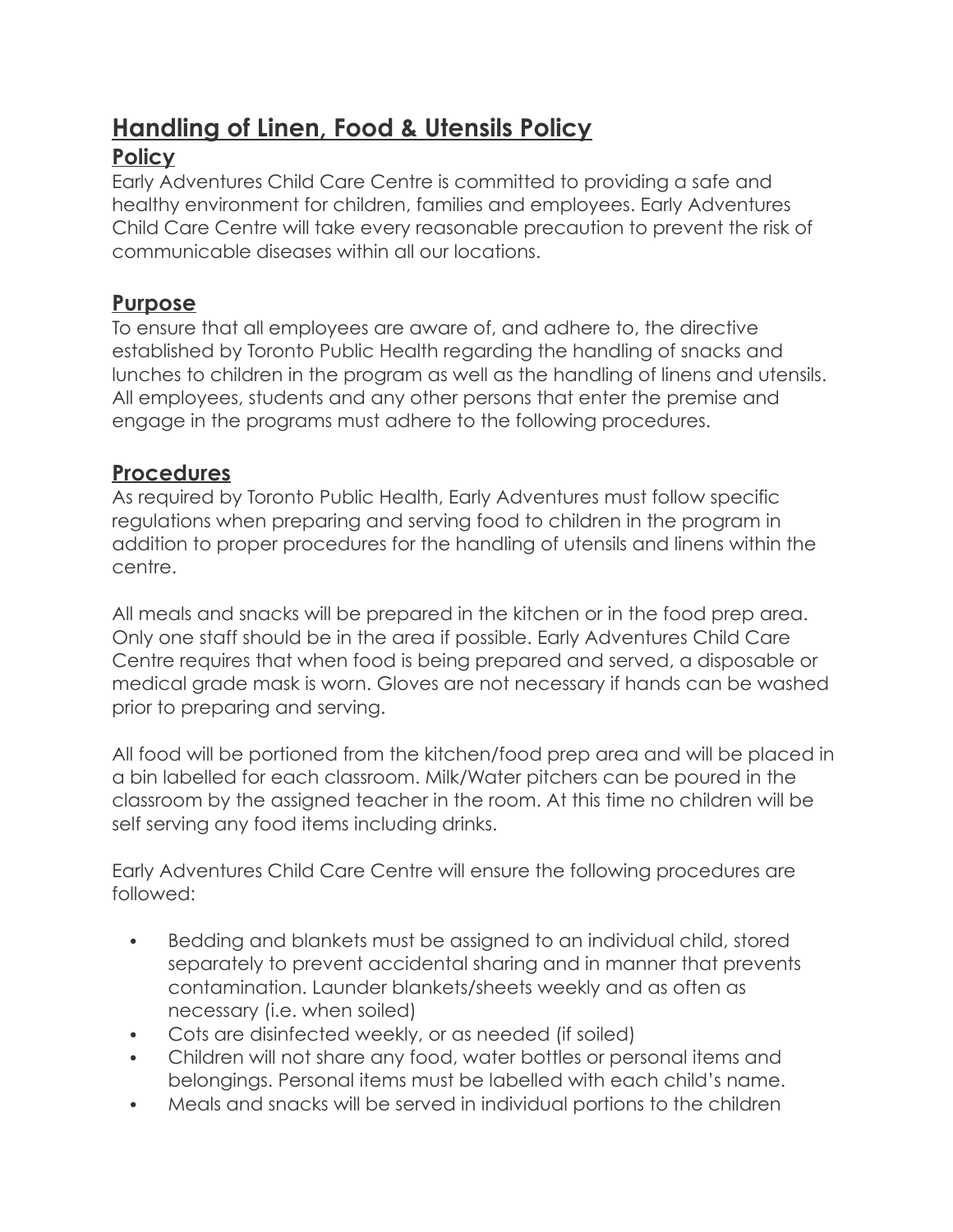# Handling of Linen, Food & Utensils Policy

## Policy

Early Adventures Child Care Centre is committed to providing a safe and healthy environment for children, families and employees. Early Adventures Child Care Centre will take every reasonable precaution to prevent the risk of communicable diseases within all our locations.

## Purpose

To ensure that all employees are aware of, and adhere to, the directive established by Toronto Public Health regarding the handling of snacks and lunches to children in the program as well as the handling of linens and utensils. All employees, students and any other persons that enter the premise and engage in the programs must adhere to the following procedures.

## Procedures

As required by Toronto Public Health, Early Adventures must follow specific regulations when preparing and serving food to children in the program in addition to proper procedures for the handling of utensils and linens within the centre.

All meals and snacks will be prepared in the kitchen or in the food prep area. Only one staff should be in the area if possible. Early Adventures Child Care Centre requires that when food is being prepared and served, a disposable or medical grade mask is worn. Gloves are not necessary if hands can be washed prior to preparing and serving.

All food will be portioned from the kitchen/food prep area and will be placed in a bin labelled for each classroom. Milk/Water pitchers can be poured in the classroom by the assigned teacher in the room. At this time no children will be self serving any food items including drinks.

Early Adventures Child Care Centre will ensure the following procedures are followed:

- Bedding and blankets must be assigned to an individual child, stored separately to prevent accidental sharing and in manner that prevents contamination. Launder blankets/sheets weekly and as often as necessary (i.e. when soiled)
- Cots are disinfected weekly, or as needed (if soiled)
- Children will not share any food, water bottles or personal items and belongings. Personal items must be labelled with each child's name.
- Meals and snacks will be served in individual portions to the children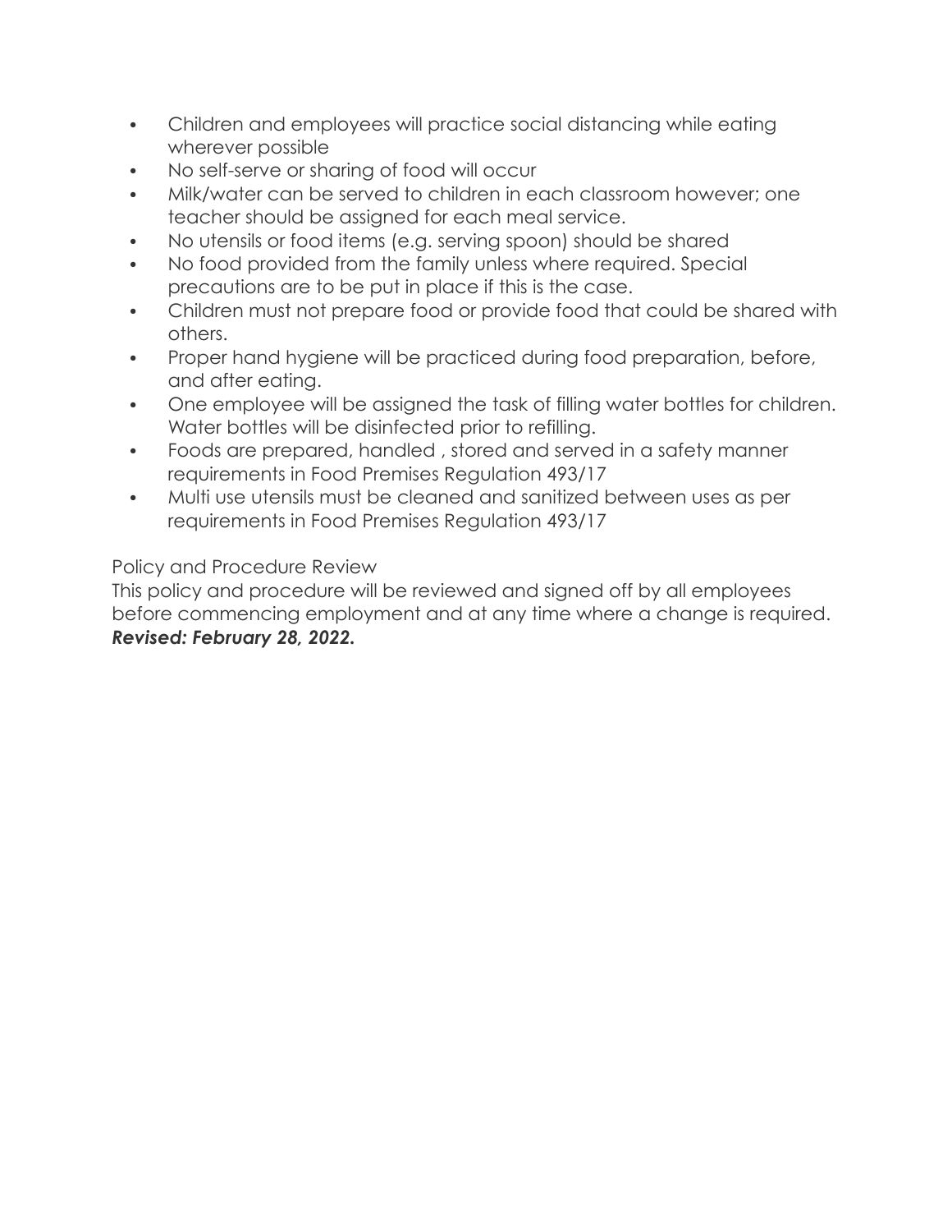- Children and employees will practice social distancing while eating wherever possible
- No self-serve or sharing of food will occur
- Milk/water can be served to children in each classroom however; one teacher should be assigned for each meal service.
- No utensils or food items (e.g. serving spoon) should be shared
- No food provided from the family unless where required. Special precautions are to be put in place if this is the case.
- Children must not prepare food or provide food that could be shared with others.
- Proper hand hygiene will be practiced during food preparation, before, and after eating.
- One employee will be assigned the task of filling water bottles for children. Water bottles will be disinfected prior to refilling.
- Foods are prepared, handled , stored and served in a safety manner requirements in Food Premises Regulation 493/17
- Multi use utensils must be cleaned and sanitized between uses as per requirements in Food Premises Regulation 493/17

Policy and Procedure Review

This policy and procedure will be reviewed and signed off by all employees before commencing employment and at any time where a change is required.

***Revised: February 28, 2022.***